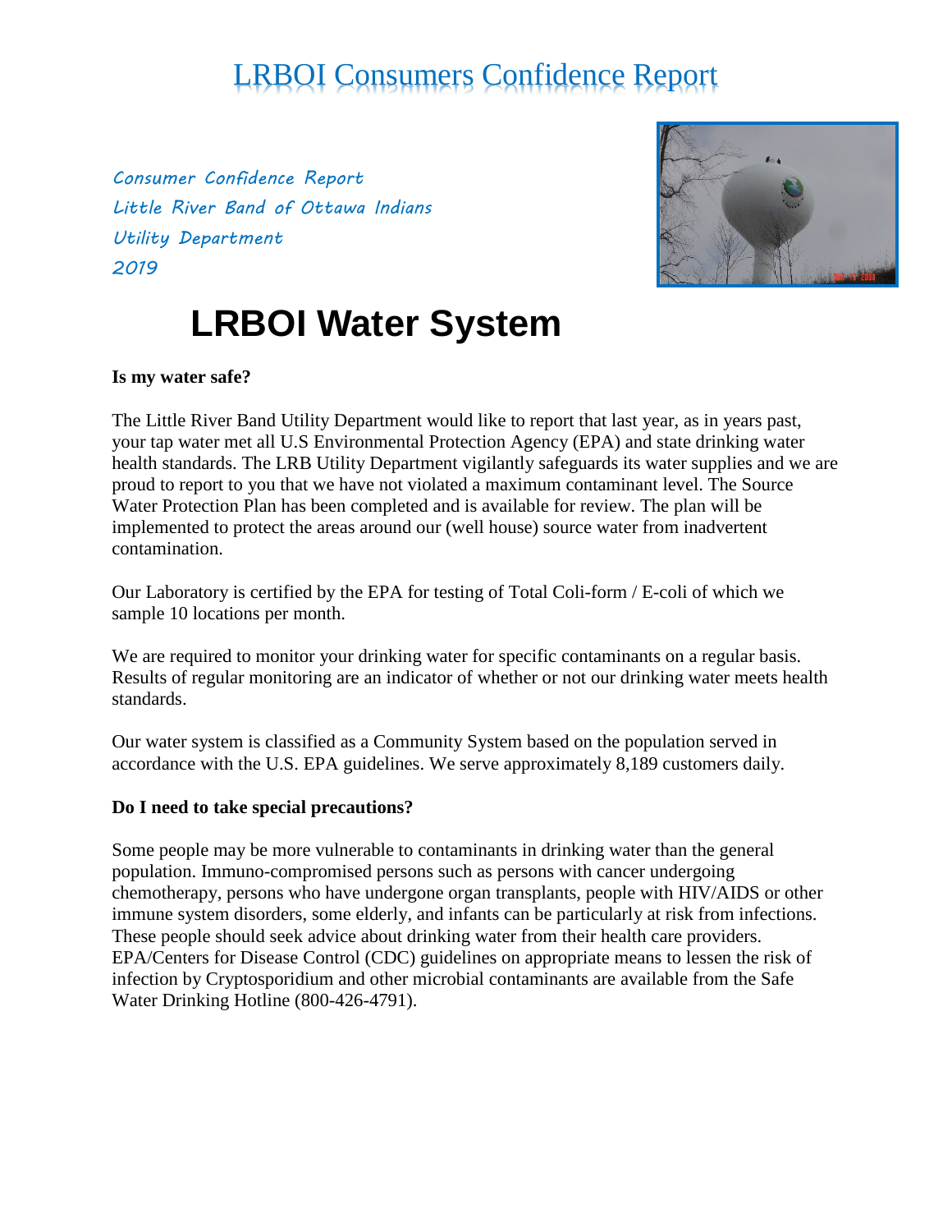# LRBOI Consumers Confidence Report

*Consumer Confidence Report*
*Little River Band of Ottawa Indians*
*Utility Department*
*2019*

# LRBOI Water System

**Is my water safe?**

The Little River Band Utility Department would like to report that last year, as in years past, your tap water met all U.S Environmental Protection Agency (EPA) and state drinking water health standards. The LRB Utility Department vigilantly safeguards its water supplies and we are proud to report to you that we have not violated a maximum contaminant level. The Source Water Protection Plan has been completed and is available for review. The plan will be implemented to protect the areas around our (well house) source water from inadvertent contamination.

Our Laboratory is certified by the EPA for testing of Total Coli-form / E-coli of which we sample 10 locations per month.

We are required to monitor your drinking water for specific contaminants on a regular basis. Results of regular monitoring are an indicator of whether or not our drinking water meets health standards.

Our water system is classified as a Community System based on the population served in accordance with the U.S. EPA guidelines. We serve approximately 8,189 customers daily.

**Do I need to take special precautions?**

Some people may be more vulnerable to contaminants in drinking water than the general population. Immuno-compromised persons such as persons with cancer undergoing chemotherapy, persons who have undergone organ transplants, people with HIV/AIDS or other immune system disorders, some elderly, and infants can be particularly at risk from infections. These people should seek advice about drinking water from their health care providers. EPA/Centers for Disease Control (CDC) guidelines on appropriate means to lessen the risk of infection by Cryptosporidium and other microbial contaminants are available from the Safe Water Drinking Hotline (800-426-4791).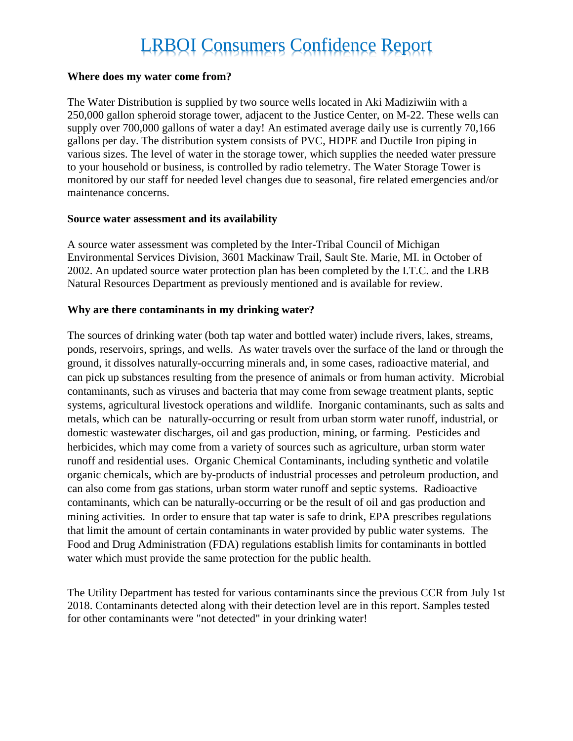# LRBOI Consumers Confidence Report

**Where does my water come from?**

The Water Distribution is supplied by two source wells located in Aki Madiziwiin with a 250,000 gallon spheroid storage tower, adjacent to the Justice Center, on M-22. These wells can supply over 700,000 gallons of water a day! An estimated average daily use is currently 70,166 gallons per day. The distribution system consists of PVC, HDPE and Ductile Iron piping in various sizes. The level of water in the storage tower, which supplies the needed water pressure to your household or business, is controlled by radio telemetry. The Water Storage Tower is monitored by our staff for needed level changes due to seasonal, fire related emergencies and/or maintenance concerns.

**Source water assessment and its availability**

A source water assessment was completed by the Inter-Tribal Council of Michigan Environmental Services Division, 3601 Mackinaw Trail, Sault Ste. Marie, MI. in October of 2002. An updated source water protection plan has been completed by the I.T.C. and the LRB Natural Resources Department as previously mentioned and is available for review.

**Why are there contaminants in my drinking water?**

The sources of drinking water (both tap water and bottled water) include rivers, lakes, streams, ponds, reservoirs, springs, and wells. As water travels over the surface of the land or through the ground, it dissolves naturally-occurring minerals and, in some cases, radioactive material, and can pick up substances resulting from the presence of animals or from human activity. Microbial contaminants, such as viruses and bacteria that may come from sewage treatment plants, septic systems, agricultural livestock operations and wildlife. Inorganic contaminants, such as salts and metals, which can be naturally-occurring or result from urban storm water runoff, industrial, or domestic wastewater discharges, oil and gas production, mining, or farming. Pesticides and herbicides, which may come from a variety of sources such as agriculture, urban storm water runoff and residential uses. Organic Chemical Contaminants, including synthetic and volatile organic chemicals, which are by-products of industrial processes and petroleum production, and can also come from gas stations, urban storm water runoff and septic systems. Radioactive contaminants, which can be naturally-occurring or be the result of oil and gas production and mining activities. In order to ensure that tap water is safe to drink, EPA prescribes regulations that limit the amount of certain contaminants in water provided by public water systems. The Food and Drug Administration (FDA) regulations establish limits for contaminants in bottled water which must provide the same protection for the public health.

The Utility Department has tested for various contaminants since the previous CCR from July 1st 2018. Contaminants detected along with their detection level are in this report. Samples tested for other contaminants were "not detected" in your drinking water!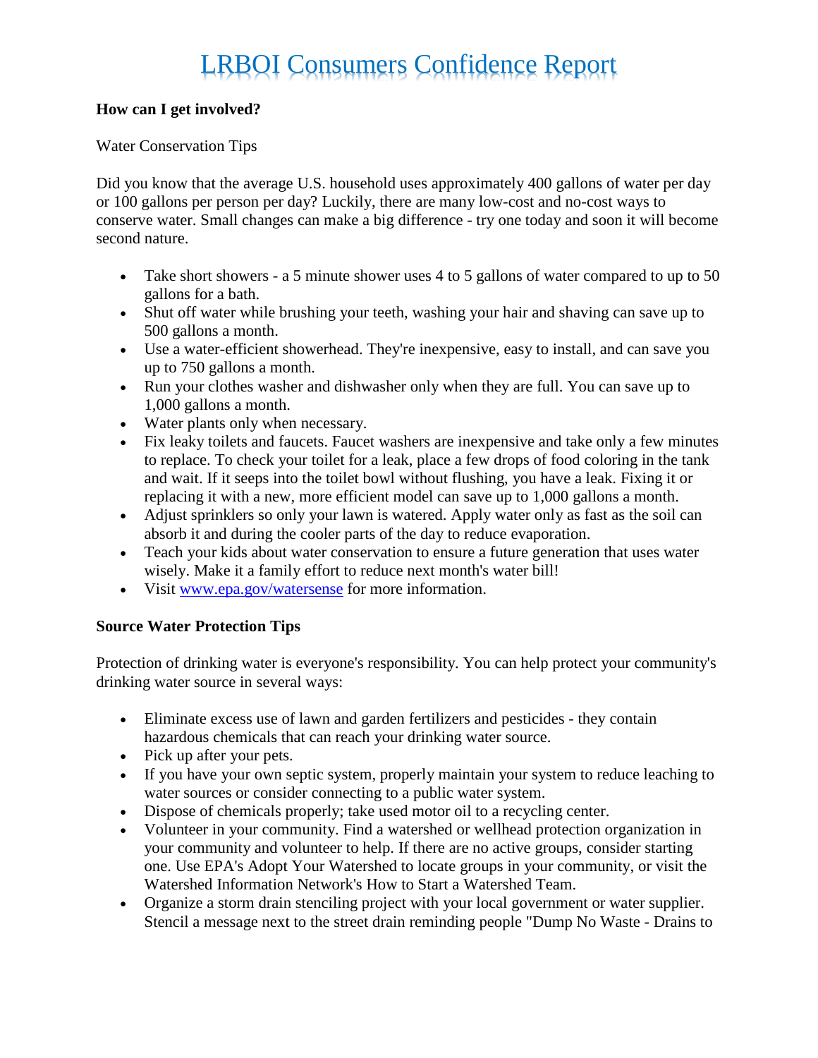# LRBOI Consumers Confidence Report

**How can I get involved?**

Water Conservation Tips

Did you know that the average U.S. household uses approximately 400 gallons of water per day or 100 gallons per person per day? Luckily, there are many low-cost and no-cost ways to conserve water. Small changes can make a big difference - try one today and soon it will become second nature.

- Take short showers - a 5 minute shower uses 4 to 5 gallons of water compared to up to 50 gallons for a bath.
- Shut off water while brushing your teeth, washing your hair and shaving can save up to 500 gallons a month.
- Use a water-efficient showerhead. They're inexpensive, easy to install, and can save you up to 750 gallons a month.
- Run your clothes washer and dishwasher only when they are full. You can save up to 1,000 gallons a month.
- Water plants only when necessary.
- Fix leaky toilets and faucets. Faucet washers are inexpensive and take only a few minutes to replace. To check your toilet for a leak, place a few drops of food coloring in the tank and wait. If it seeps into the toilet bowl without flushing, you have a leak. Fixing it or replacing it with a new, more efficient model can save up to 1,000 gallons a month.
- Adjust sprinklers so only your lawn is watered. Apply water only as fast as the soil can absorb it and during the cooler parts of the day to reduce evaporation.
- Teach your kids about water conservation to ensure a future generation that uses water wisely. Make it a family effort to reduce next month's water bill!
- Visit [www.epa.gov/watersense](http://www.epa.gov/watersense) for more information.

**Source Water Protection Tips**

Protection of drinking water is everyone's responsibility. You can help protect your community's drinking water source in several ways:

- Eliminate excess use of lawn and garden fertilizers and pesticides - they contain hazardous chemicals that can reach your drinking water source.
- Pick up after your pets.
- If you have your own septic system, properly maintain your system to reduce leaching to water sources or consider connecting to a public water system.
- Dispose of chemicals properly; take used motor oil to a recycling center.
- Volunteer in your community. Find a watershed or wellhead protection organization in your community and volunteer to help. If there are no active groups, consider starting one. Use EPA's Adopt Your Watershed to locate groups in your community, or visit the Watershed Information Network's How to Start a Watershed Team.
- Organize a storm drain stenciling project with your local government or water supplier. Stencil a message next to the street drain reminding people "Dump No Waste - Drains to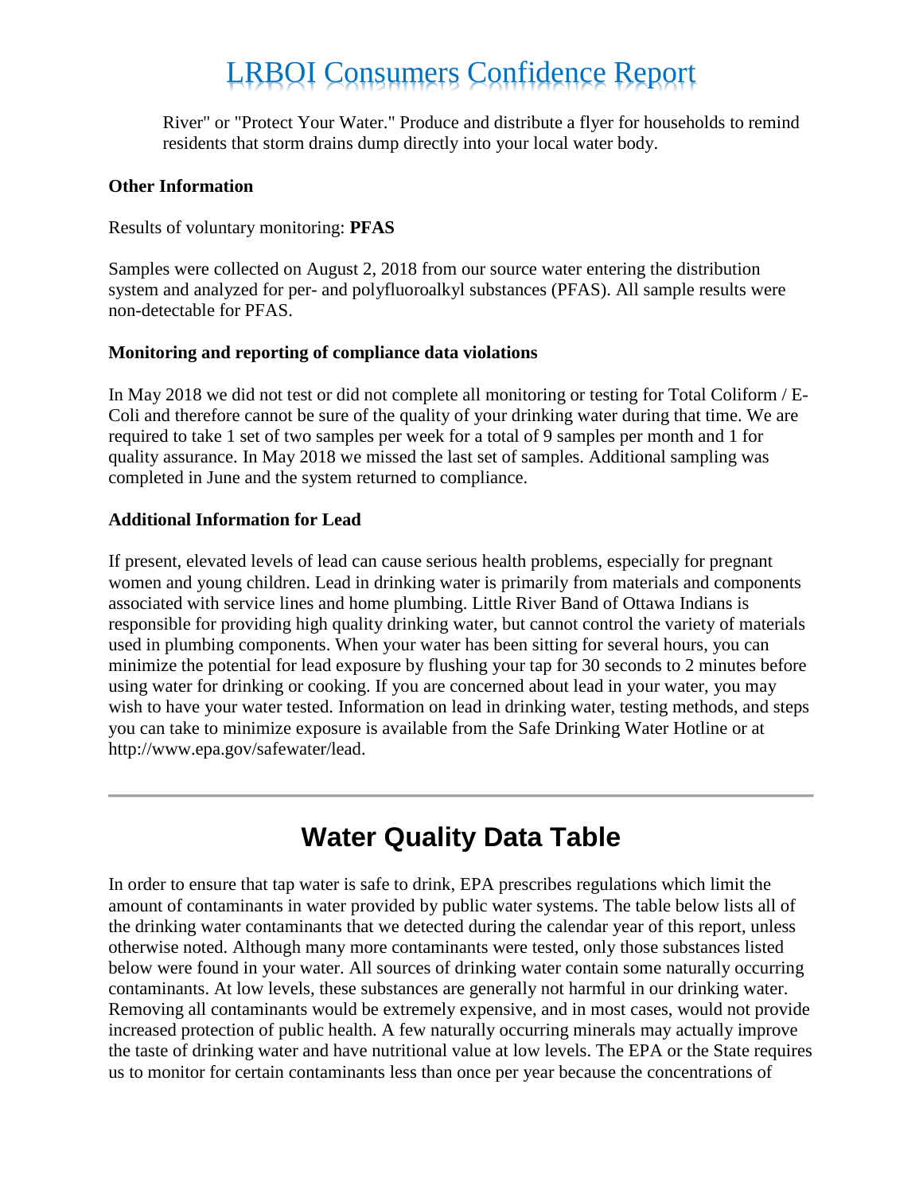River" or "Protect Your Water." Produce and distribute a flyer for households to remind residents that storm drains dump directly into your local water body.

**Other Information**

Results of voluntary monitoring: **PFAS**

Samples were collected on August 2, 2018 from our source water entering the distribution system and analyzed for per- and polyfluoroalkyl substances (PFAS). All sample results were non-detectable for PFAS.

**Monitoring and reporting of compliance data violations**

In May 2018 we did not test or did not complete all monitoring or testing for Total Coliform / E-Coli and therefore cannot be sure of the quality of your drinking water during that time. We are required to take 1 set of two samples per week for a total of 9 samples per month and 1 for quality assurance. In May 2018 we missed the last set of samples. Additional sampling was completed in June and the system returned to compliance.

**Additional Information for Lead**

If present, elevated levels of lead can cause serious health problems, especially for pregnant women and young children. Lead in drinking water is primarily from materials and components associated with service lines and home plumbing. Little River Band of Ottawa Indians is responsible for providing high quality drinking water, but cannot control the variety of materials used in plumbing components. When your water has been sitting for several hours, you can minimize the potential for lead exposure by flushing your tap for 30 seconds to 2 minutes before using water for drinking or cooking. If you are concerned about lead in your water, you may wish to have your water tested. Information on lead in drinking water, testing methods, and steps you can take to minimize exposure is available from the Safe Drinking Water Hotline or at http://www.epa.gov/safewater/lead.

---

## Water Quality Data Table

In order to ensure that tap water is safe to drink, EPA prescribes regulations which limit the amount of contaminants in water provided by public water systems. The table below lists all of the drinking water contaminants that we detected during the calendar year of this report, unless otherwise noted. Although many more contaminants were tested, only those substances listed below were found in your water. All sources of drinking water contain some naturally occurring contaminants. At low levels, these substances are generally not harmful in our drinking water. Removing all contaminants would be extremely expensive, and in most cases, would not provide increased protection of public health. A few naturally occurring minerals may actually improve the taste of drinking water and have nutritional value at low levels. The EPA or the State requires us to monitor for certain contaminants less than once per year because the concentrations of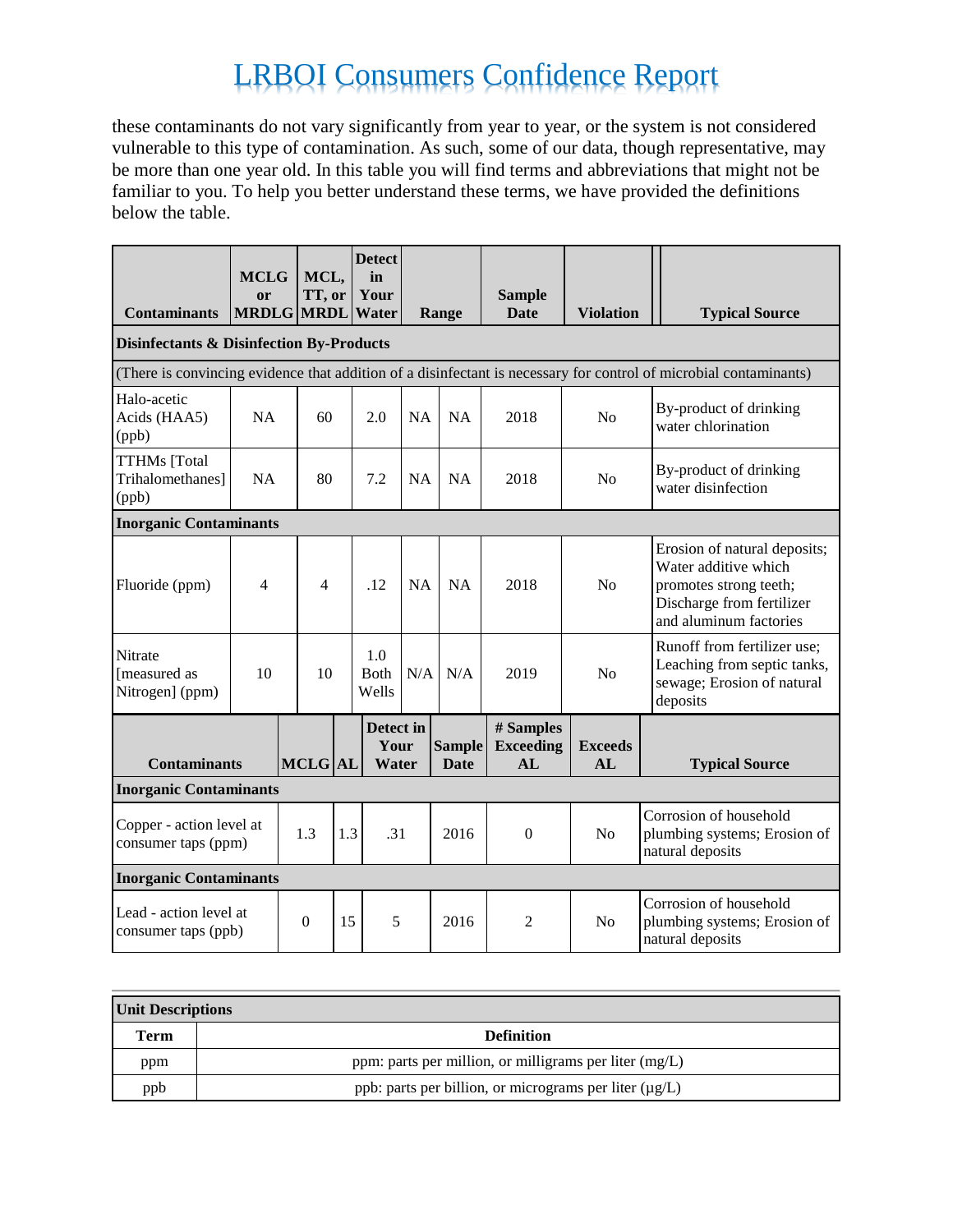these contaminants do not vary significantly from year to year, or the system is not considered vulnerable to this type of contamination. As such, some of our data, though representative, may be more than one year old. In this table you will find terms and abbreviations that might not be familiar to you. To help you better understand these terms, we have provided the definitions below the table.

| Contaminants | MCLG or MRDLG | MCL, TT, or MRDL | Detect in Your Water | Range | | Sample Date | Violation | Typical Source |
|---|---|---|---|---|---|---|---|---|
| **Disinfectants & Disinfection By-Products** | | | | | | | | |
| (There is convincing evidence that addition of a disinfectant is necessary for control of microbial contaminants) | | | | | | | | |
| Halo-acetic Acids (HAA5) (ppb) | NA | 60 | 2.0 | NA | NA | 2018 | No | By-product of drinking water chlorination |
| TTHMs [Total Trihalomethanes] (ppb) | NA | 80 | 7.2 | NA | NA | 2018 | No | By-product of drinking water disinfection |
| **Inorganic Contaminants** | | | | | | | | |
| Fluoride (ppm) | 4 | 4 | .12 | NA | NA | 2018 | No | Erosion of natural deposits; Water additive which promotes strong teeth; Discharge from fertilizer and aluminum factories |
| Nitrate [measured as Nitrogen] (ppm) | 10 | 10 | 1.0 Both Wells | N/A | N/A | 2019 | No | Runoff from fertilizer use; Leaching from septic tanks, sewage; Erosion of natural deposits |

| Contaminants | MCLG | AL | Detect in Your Water | Sample Date | # Samples Exceeding AL | Exceeds AL | Typical Source |
|---|---|---|---|---|---|---|---|
| **Inorganic Contaminants** | | | | | | | |
| Copper - action level at consumer taps (ppm) | 1.3 | 1.3 | .31 | 2016 | 0 | No | Corrosion of household plumbing systems; Erosion of natural deposits |
| **Inorganic Contaminants** | | | | | | | |
| Lead - action level at consumer taps (ppb) | 0 | 15 | 5 | 2016 | 2 | No | Corrosion of household plumbing systems; Erosion of natural deposits |

| Unit Descriptions | |
|---|---|
| **Term** | **Definition** |
| ppm | ppm: parts per million, or milligrams per liter (mg/L) |
| ppb | ppb: parts per billion, or micrograms per liter (µg/L) |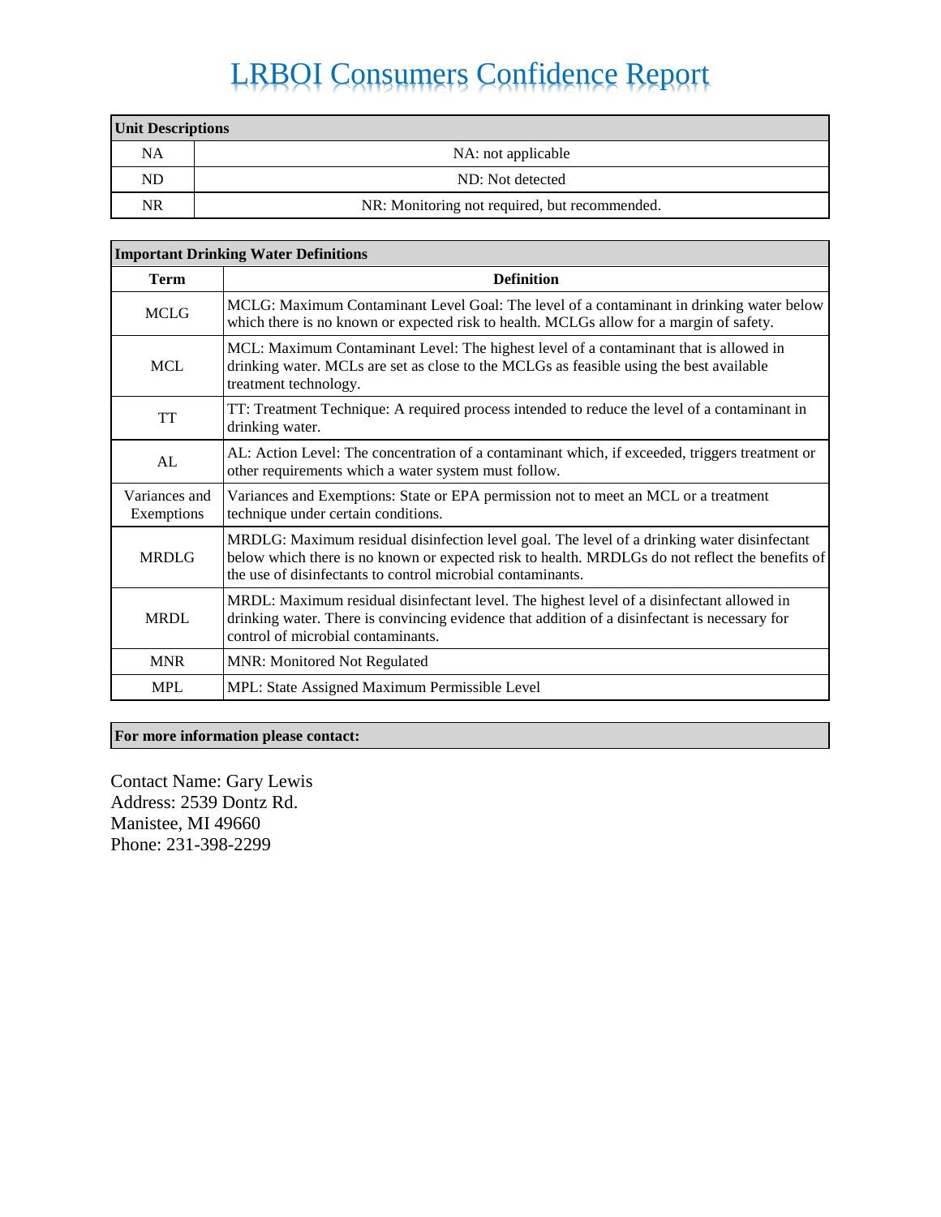# LRBOI Consumers Confidence Report

| Unit Descriptions | |
|---|---|
| NA | NA: not applicable |
| ND | ND: Not detected |
| NR | NR: Monitoring not required, but recommended. |

| Important Drinking Water Definitions | |
|---|---|
| **Term** | **Definition** |
| MCLG | MCLG: Maximum Contaminant Level Goal: The level of a contaminant in drinking water below which there is no known or expected risk to health. MCLGs allow for a margin of safety. |
| MCL | MCL: Maximum Contaminant Level: The highest level of a contaminant that is allowed in drinking water. MCLs are set as close to the MCLGs as feasible using the best available treatment technology. |
| TT | TT: Treatment Technique: A required process intended to reduce the level of a contaminant in drinking water. |
| AL | AL: Action Level: The concentration of a contaminant which, if exceeded, triggers treatment or other requirements which a water system must follow. |
| Variances and Exemptions | Variances and Exemptions: State or EPA permission not to meet an MCL or a treatment technique under certain conditions. |
| MRDLG | MRDLG: Maximum residual disinfection level goal. The level of a drinking water disinfectant below which there is no known or expected risk to health. MRDLGs do not reflect the benefits of the use of disinfectants to control microbial contaminants. |
| MRDL | MRDL: Maximum residual disinfectant level. The highest level of a disinfectant allowed in drinking water. There is convincing evidence that addition of a disinfectant is necessary for control of microbial contaminants. |
| MNR | MNR: Monitored Not Regulated |
| MPL | MPL: State Assigned Maximum Permissible Level |

**For more information please contact:**

Contact Name: Gary Lewis
Address: 2539 Dontz Rd.
Manistee, MI 49660
Phone: 231-398-2299